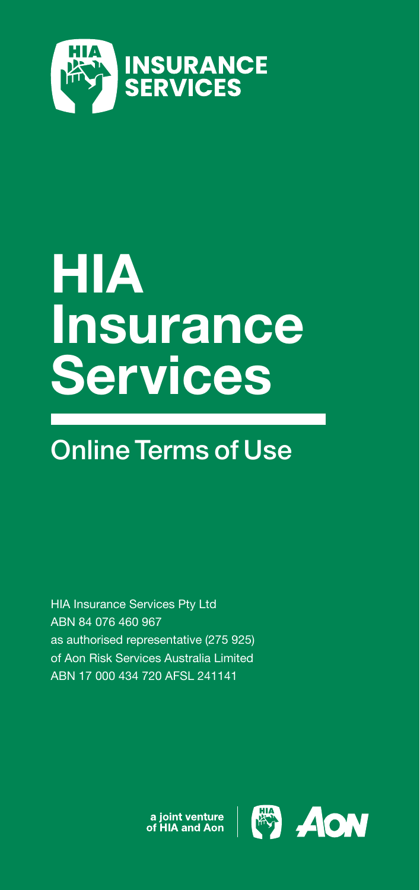HIA INSURANCE SERVICES

# HIA Insurance Services

## Online Terms of Use

HIA Insurance Services Pty Ltd
ABN 84 076 460 967
as authorised representative (275 925)
of Aon Risk Services Australia Limited
ABN 17 000 434 720 AFSL 241141

a joint venture of HIA and Aon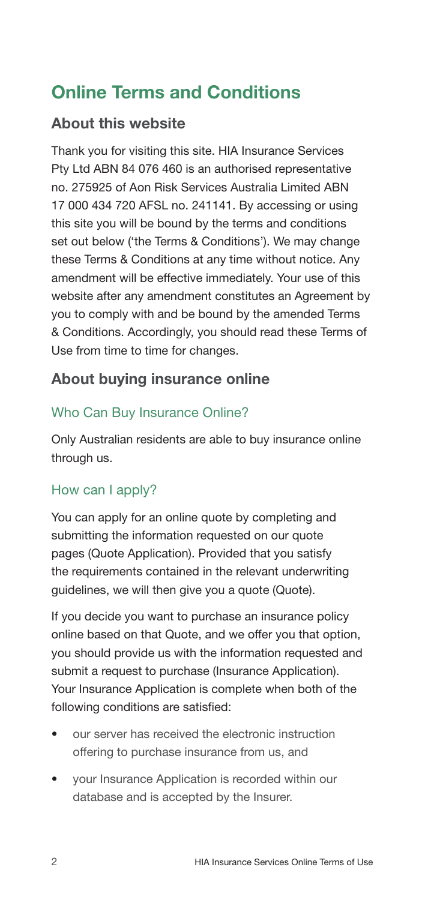# Online Terms and Conditions

## About this website

Thank you for visiting this site. HIA Insurance Services Pty Ltd ABN 84 076 460 is an authorised representative no. 275925 of Aon Risk Services Australia Limited ABN 17 000 434 720 AFSL no. 241141. By accessing or using this site you will be bound by the terms and conditions set out below ('the Terms & Conditions'). We may change these Terms & Conditions at any time without notice. Any amendment will be effective immediately. Your use of this website after any amendment constitutes an Agreement by you to comply with and be bound by the amended Terms & Conditions. Accordingly, you should read these Terms of Use from time to time for changes.

## About buying insurance online

### Who Can Buy Insurance Online?

Only Australian residents are able to buy insurance online through us.

### How can I apply?

You can apply for an online quote by completing and submitting the information requested on our quote pages (Quote Application). Provided that you satisfy the requirements contained in the relevant underwriting guidelines, we will then give you a quote (Quote).

If you decide you want to purchase an insurance policy online based on that Quote, and we offer you that option, you should provide us with the information requested and submit a request to purchase (Insurance Application). Your Insurance Application is complete when both of the following conditions are satisfied:

- our server has received the electronic instruction offering to purchase insurance from us, and
- your Insurance Application is recorded within our database and is accepted by the Insurer.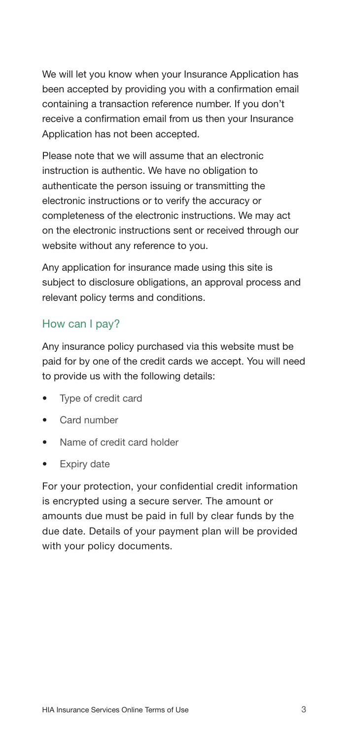We will let you know when your Insurance Application has been accepted by providing you with a confirmation email containing a transaction reference number. If you don't receive a confirmation email from us then your Insurance Application has not been accepted.

Please note that we will assume that an electronic instruction is authentic. We have no obligation to authenticate the person issuing or transmitting the electronic instructions or to verify the accuracy or completeness of the electronic instructions. We may act on the electronic instructions sent or received through our website without any reference to you.

Any application for insurance made using this site is subject to disclosure obligations, an approval process and relevant policy terms and conditions.

## How can I pay?

Any insurance policy purchased via this website must be paid for by one of the credit cards we accept. You will need to provide us with the following details:

- Type of credit card
- Card number
- Name of credit card holder
- Expiry date

For your protection, your confidential credit information is encrypted using a secure server. The amount or amounts due must be paid in full by clear funds by the due date. Details of your payment plan will be provided with your policy documents.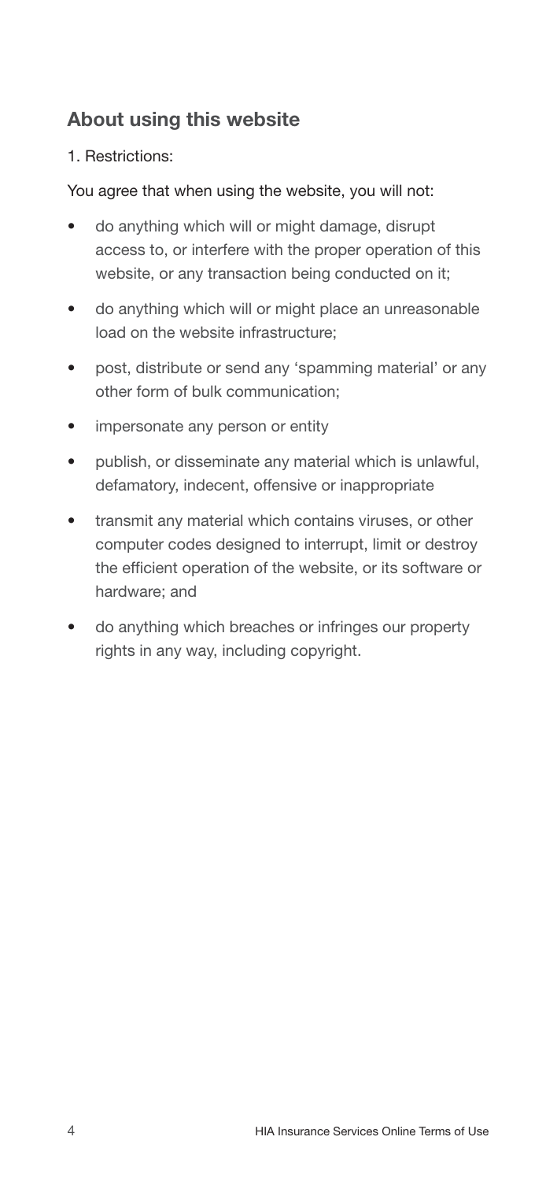## About using this website

1. Restrictions:

You agree that when using the website, you will not:

- do anything which will or might damage, disrupt access to, or interfere with the proper operation of this website, or any transaction being conducted on it;
- do anything which will or might place an unreasonable load on the website infrastructure;
- post, distribute or send any 'spamming material' or any other form of bulk communication;
- impersonate any person or entity
- publish, or disseminate any material which is unlawful, defamatory, indecent, offensive or inappropriate
- transmit any material which contains viruses, or other computer codes designed to interrupt, limit or destroy the efficient operation of the website, or its software or hardware; and
- do anything which breaches or infringes our property rights in any way, including copyright.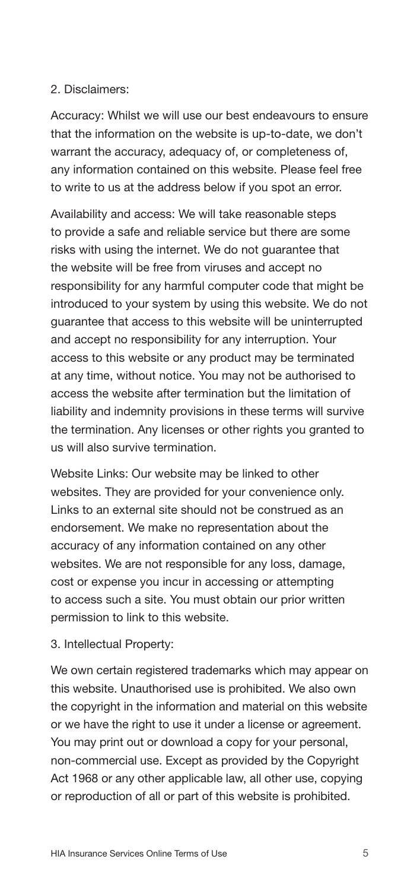## 2. Disclaimers:

Accuracy: Whilst we will use our best endeavours to ensure that the information on the website is up-to-date, we don't warrant the accuracy, adequacy of, or completeness of, any information contained on this website. Please feel free to write to us at the address below if you spot an error.

Availability and access: We will take reasonable steps to provide a safe and reliable service but there are some risks with using the internet. We do not guarantee that the website will be free from viruses and accept no responsibility for any harmful computer code that might be introduced to your system by using this website. We do not guarantee that access to this website will be uninterrupted and accept no responsibility for any interruption. Your access to this website or any product may be terminated at any time, without notice. You may not be authorised to access the website after termination but the limitation of liability and indemnity provisions in these terms will survive the termination. Any licenses or other rights you granted to us will also survive termination.

Website Links: Our website may be linked to other websites. They are provided for your convenience only. Links to an external site should not be construed as an endorsement. We make no representation about the accuracy of any information contained on any other websites. We are not responsible for any loss, damage, cost or expense you incur in accessing or attempting to access such a site. You must obtain our prior written permission to link to this website.

## 3. Intellectual Property:

We own certain registered trademarks which may appear on this website. Unauthorised use is prohibited. We also own the copyright in the information and material on this website or we have the right to use it under a license or agreement. You may print out or download a copy for your personal, non-commercial use. Except as provided by the Copyright Act 1968 or any other applicable law, all other use, copying or reproduction of all or part of this website is prohibited.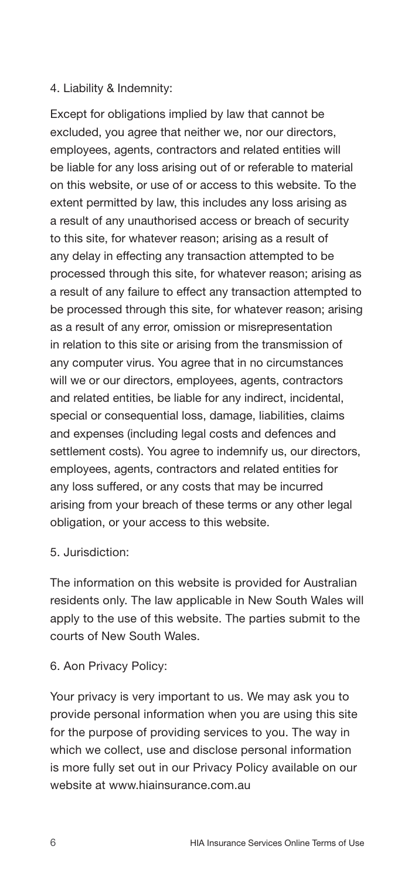## 4. Liability & Indemnity:

Except for obligations implied by law that cannot be excluded, you agree that neither we, nor our directors, employees, agents, contractors and related entities will be liable for any loss arising out of or referable to material on this website, or use of or access to this website. To the extent permitted by law, this includes any loss arising as a result of any unauthorised access or breach of security to this site, for whatever reason; arising as a result of any delay in effecting any transaction attempted to be processed through this site, for whatever reason; arising as a result of any failure to effect any transaction attempted to be processed through this site, for whatever reason; arising as a result of any error, omission or misrepresentation in relation to this site or arising from the transmission of any computer virus. You agree that in no circumstances will we or our directors, employees, agents, contractors and related entities, be liable for any indirect, incidental, special or consequential loss, damage, liabilities, claims and expenses (including legal costs and defences and settlement costs). You agree to indemnify us, our directors, employees, agents, contractors and related entities for any loss suffered, or any costs that may be incurred arising from your breach of these terms or any other legal obligation, or your access to this website.

## 5. Jurisdiction:

The information on this website is provided for Australian residents only. The law applicable in New South Wales will apply to the use of this website. The parties submit to the courts of New South Wales.

## 6. Aon Privacy Policy:

Your privacy is very important to us. We may ask you to provide personal information when you are using this site for the purpose of providing services to you. The way in which we collect, use and disclose personal information is more fully set out in our Privacy Policy available on our website at www.hiainsurance.com.au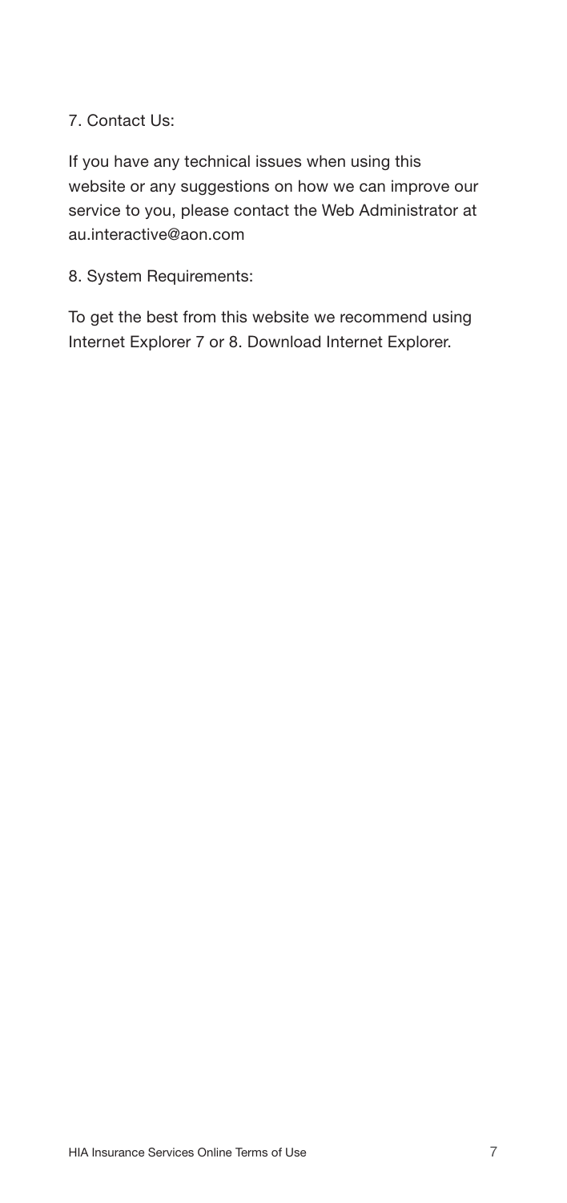7. Contact Us:

If you have any technical issues when using this website or any suggestions on how we can improve our service to you, please contact the Web Administrator at au.interactive@aon.com

8. System Requirements:

To get the best from this website we recommend using Internet Explorer 7 or 8. Download Internet Explorer.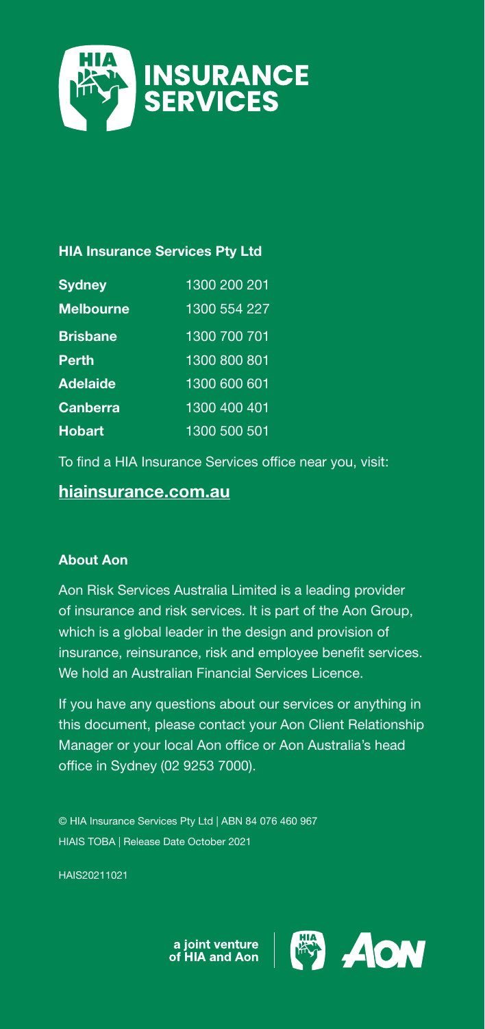# INSURANCE SERVICES

**HIA Insurance Services Pty Ltd**

| | |
|---|---|
| **Sydney** | 1300 200 201 |
| **Melbourne** | 1300 554 227 |
| **Brisbane** | 1300 700 701 |
| **Perth** | 1300 800 801 |
| **Adelaide** | 1300 600 601 |
| **Canberra** | 1300 400 401 |
| **Hobart** | 1300 500 501 |

To find a HIA Insurance Services office near you, visit:

**hiainsurance.com.au**

**About Aon**

Aon Risk Services Australia Limited is a leading provider of insurance and risk services. It is part of the Aon Group, which is a global leader in the design and provision of insurance, reinsurance, risk and employee benefit services. We hold an Australian Financial Services Licence.

If you have any questions about our services or anything in this document, please contact your Aon Client Relationship Manager or your local Aon office or Aon Australia's head office in Sydney (02 9253 7000).

© HIA Insurance Services Pty Ltd | ABN 84 076 460 967

HIAIS TOBA | Release Date October 2021

HAIS20211021

a joint venture of HIA and Aon

AON